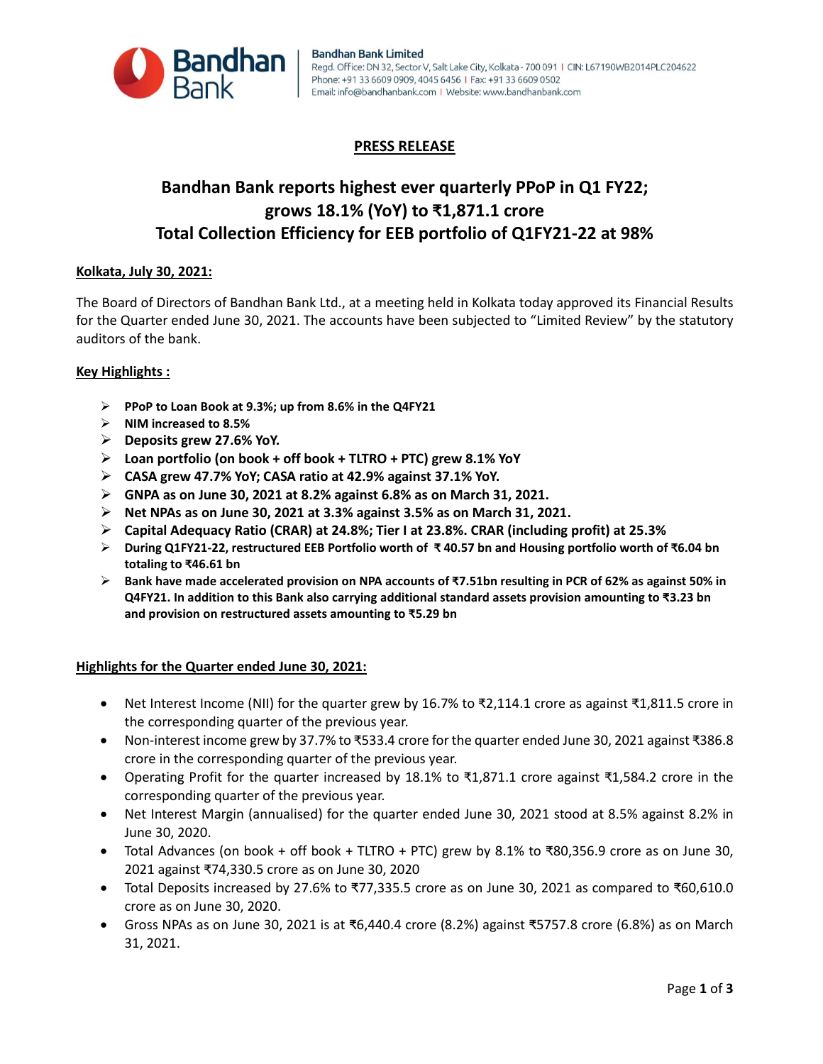**Bandhan Bank Limited**
Regd. Office: DN 32, Sector V, Salt Lake City, Kolkata - 700 091 | CIN: L67190WB2014PLC204622
Phone: +91 33 6609 0909, 4045 6456 | Fax: +91 33 6609 0502
Email: info@bandhanbank.com | Website: www.bandhanbank.com

## PRESS RELEASE

# Bandhan Bank reports highest ever quarterly PPoP in Q1 FY22; grows 18.1% (YoY) to ₹1,871.1 crore Total Collection Efficiency for EEB portfolio of Q1FY21-22 at 98%

**Kolkata, July 30, 2021:**

The Board of Directors of Bandhan Bank Ltd., at a meeting held in Kolkata today approved its Financial Results for the Quarter ended June 30, 2021. The accounts have been subjected to "Limited Review" by the statutory auditors of the bank.

**Key Highlights :**

- **PPoP to Loan Book at 9.3%; up from 8.6% in the Q4FY21**
- **NIM increased to 8.5%**
- **Deposits grew 27.6% YoY.**
- **Loan portfolio (on book + off book + TLTRO + PTC) grew 8.1% YoY**
- **CASA grew 47.7% YoY; CASA ratio at 42.9% against 37.1% YoY.**
- **GNPA as on June 30, 2021 at 8.2% against 6.8% as on March 31, 2021.**
- **Net NPAs as on June 30, 2021 at 3.3% against 3.5% as on March 31, 2021.**
- **Capital Adequacy Ratio (CRAR) at 24.8%; Tier I at 23.8%. CRAR (including profit) at 25.3%**
- **During Q1FY21-22, restructured EEB Portfolio worth of ₹ 40.57 bn and Housing portfolio worth of ₹6.04 bn totaling to ₹46.61 bn**
- **Bank have made accelerated provision on NPA accounts of ₹7.51bn resulting in PCR of 62% as against 50% in Q4FY21. In addition to this Bank also carrying additional standard assets provision amounting to ₹3.23 bn and provision on restructured assets amounting to ₹5.29 bn**

**Highlights for the Quarter ended June 30, 2021:**

- Net Interest Income (NII) for the quarter grew by 16.7% to ₹2,114.1 crore as against ₹1,811.5 crore in the corresponding quarter of the previous year.
- Non-interest income grew by 37.7% to ₹533.4 crore for the quarter ended June 30, 2021 against ₹386.8 crore in the corresponding quarter of the previous year.
- Operating Profit for the quarter increased by 18.1% to ₹1,871.1 crore against ₹1,584.2 crore in the corresponding quarter of the previous year.
- Net Interest Margin (annualised) for the quarter ended June 30, 2021 stood at 8.5% against 8.2% in June 30, 2020.
- Total Advances (on book + off book + TLTRO + PTC) grew by 8.1% to ₹80,356.9 crore as on June 30, 2021 against ₹74,330.5 crore as on June 30, 2020
- Total Deposits increased by 27.6% to ₹77,335.5 crore as on June 30, 2021 as compared to ₹60,610.0 crore as on June 30, 2020.
- Gross NPAs as on June 30, 2021 is at ₹6,440.4 crore (8.2%) against ₹5757.8 crore (6.8%) as on March 31, 2021.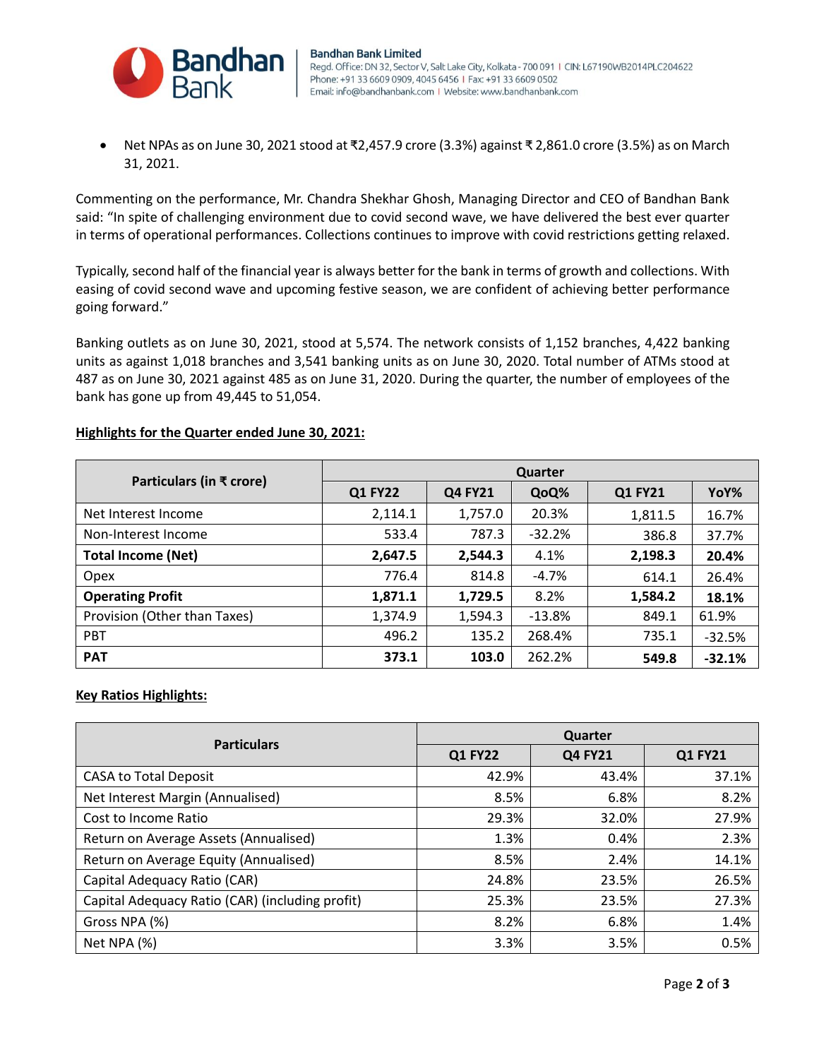- Net NPAs as on June 30, 2021 stood at ₹2,457.9 crore (3.3%) against ₹ 2,861.0 crore (3.5%) as on March 31, 2021.

Commenting on the performance, Mr. Chandra Shekhar Ghosh, Managing Director and CEO of Bandhan Bank said: "In spite of challenging environment due to covid second wave, we have delivered the best ever quarter in terms of operational performances. Collections continues to improve with covid restrictions getting relaxed.

Typically, second half of the financial year is always better for the bank in terms of growth and collections. With easing of covid second wave and upcoming festive season, we are confident of achieving better performance going forward."

Banking outlets as on June 30, 2021, stood at 5,574. The network consists of 1,152 branches, 4,422 banking units as against 1,018 branches and 3,541 banking units as on June 30, 2020. Total number of ATMs stood at 487 as on June 30, 2021 against 485 as on June 31, 2020. During the quarter, the number of employees of the bank has gone up from 49,445 to 51,054.

**Highlights for the Quarter ended June 30, 2021:**

| Particulars (in ₹ crore) | Quarter | | | | |
|---|---|---|---|---|---|
| | Q1 FY22 | Q4 FY21 | QoQ% | Q1 FY21 | YoY% |
| Net Interest Income | 2,114.1 | 1,757.0 | 20.3% | 1,811.5 | 16.7% |
| Non-Interest Income | 533.4 | 787.3 | -32.2% | 386.8 | 37.7% |
| **Total Income (Net)** | **2,647.5** | **2,544.3** | 4.1% | **2,198.3** | **20.4%** |
| Opex | 776.4 | 814.8 | -4.7% | 614.1 | 26.4% |
| **Operating Profit** | **1,871.1** | **1,729.5** | 8.2% | **1,584.2** | **18.1%** |
| Provision (Other than Taxes) | 1,374.9 | 1,594.3 | -13.8% | 849.1 | 61.9% |
| PBT | 496.2 | 135.2 | 268.4% | 735.1 | -32.5% |
| **PAT** | **373.1** | **103.0** | 262.2% | **549.8** | **-32.1%** |

**Key Ratios Highlights:**

| Particulars | Quarter | | |
|---|---|---|---|
| | Q1 FY22 | Q4 FY21 | Q1 FY21 |
| CASA to Total Deposit | 42.9% | 43.4% | 37.1% |
| Net Interest Margin (Annualised) | 8.5% | 6.8% | 8.2% |
| Cost to Income Ratio | 29.3% | 32.0% | 27.9% |
| Return on Average Assets (Annualised) | 1.3% | 0.4% | 2.3% |
| Return on Average Equity (Annualised) | 8.5% | 2.4% | 14.1% |
| Capital Adequacy Ratio (CAR) | 24.8% | 23.5% | 26.5% |
| Capital Adequacy Ratio (CAR) (including profit) | 25.3% | 23.5% | 27.3% |
| Gross NPA (%) | 8.2% | 6.8% | 1.4% |
| Net NPA (%) | 3.3% | 3.5% | 0.5% |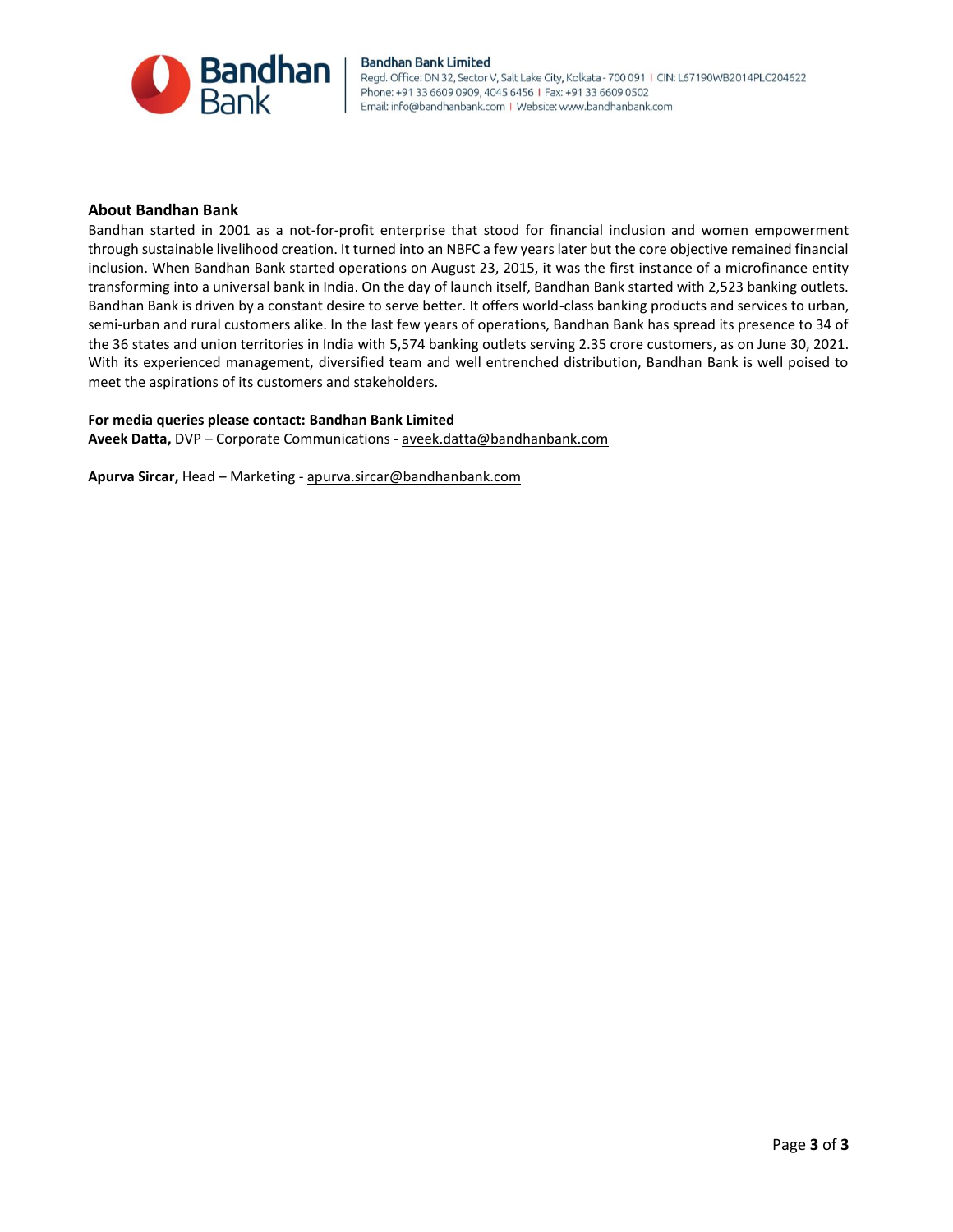## About Bandhan Bank

Bandhan started in 2001 as a not-for-profit enterprise that stood for financial inclusion and women empowerment through sustainable livelihood creation. It turned into an NBFC a few years later but the core objective remained financial inclusion. When Bandhan Bank started operations on August 23, 2015, it was the first instance of a microfinance entity transforming into a universal bank in India. On the day of launch itself, Bandhan Bank started with 2,523 banking outlets. Bandhan Bank is driven by a constant desire to serve better. It offers world-class banking products and services to urban, semi-urban and rural customers alike. In the last few years of operations, Bandhan Bank has spread its presence to 34 of the 36 states and union territories in India with 5,574 banking outlets serving 2.35 crore customers, as on June 30, 2021. With its experienced management, diversified team and well entrenched distribution, Bandhan Bank is well poised to meet the aspirations of its customers and stakeholders.

**For media queries please contact: Bandhan Bank Limited**
**Aveek Datta,** DVP – Corporate Communications - aveek.datta@bandhanbank.com

**Apurva Sircar,** Head – Marketing - apurva.sircar@bandhanbank.com